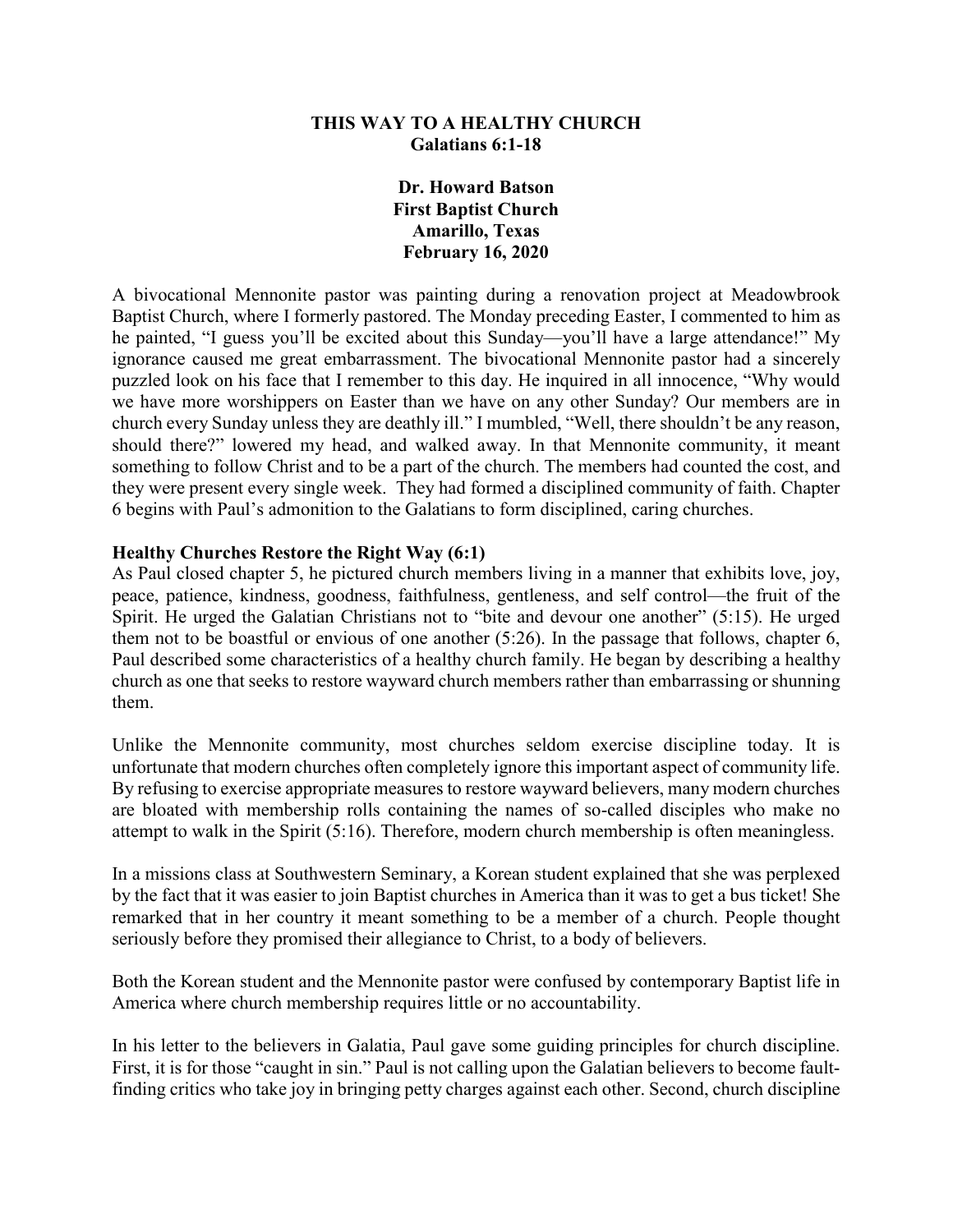# THIS WAY TO A HEALTHY CHURCH
## Galatians 6:1-18

**Dr. Howard Batson**
**First Baptist Church**
**Amarillo, Texas**
**February 16, 2020**

A bivocational Mennonite pastor was painting during a renovation project at Meadowbrook Baptist Church, where I formerly pastored. The Monday preceding Easter, I commented to him as he painted, "I guess you'll be excited about this Sunday—you'll have a large attendance!" My ignorance caused me great embarrassment. The bivocational Mennonite pastor had a sincerely puzzled look on his face that I remember to this day. He inquired in all innocence, "Why would we have more worshippers on Easter than we have on any other Sunday? Our members are in church every Sunday unless they are deathly ill." I mumbled, "Well, there shouldn't be any reason, should there?" lowered my head, and walked away. In that Mennonite community, it meant something to follow Christ and to be a part of the church. The members had counted the cost, and they were present every single week. They had formed a disciplined community of faith. Chapter 6 begins with Paul's admonition to the Galatians to form disciplined, caring churches.

**Healthy Churches Restore the Right Way (6:1)**

As Paul closed chapter 5, he pictured church members living in a manner that exhibits love, joy, peace, patience, kindness, goodness, faithfulness, gentleness, and self control—the fruit of the Spirit. He urged the Galatian Christians not to "bite and devour one another" (5:15). He urged them not to be boastful or envious of one another (5:26). In the passage that follows, chapter 6, Paul described some characteristics of a healthy church family. He began by describing a healthy church as one that seeks to restore wayward church members rather than embarrassing or shunning them.

Unlike the Mennonite community, most churches seldom exercise discipline today. It is unfortunate that modern churches often completely ignore this important aspect of community life. By refusing to exercise appropriate measures to restore wayward believers, many modern churches are bloated with membership rolls containing the names of so-called disciples who make no attempt to walk in the Spirit (5:16). Therefore, modern church membership is often meaningless.

In a missions class at Southwestern Seminary, a Korean student explained that she was perplexed by the fact that it was easier to join Baptist churches in America than it was to get a bus ticket! She remarked that in her country it meant something to be a member of a church. People thought seriously before they promised their allegiance to Christ, to a body of believers.

Both the Korean student and the Mennonite pastor were confused by contemporary Baptist life in America where church membership requires little or no accountability.

In his letter to the believers in Galatia, Paul gave some guiding principles for church discipline. First, it is for those "caught in sin." Paul is not calling upon the Galatian believers to become fault-finding critics who take joy in bringing petty charges against each other. Second, church discipline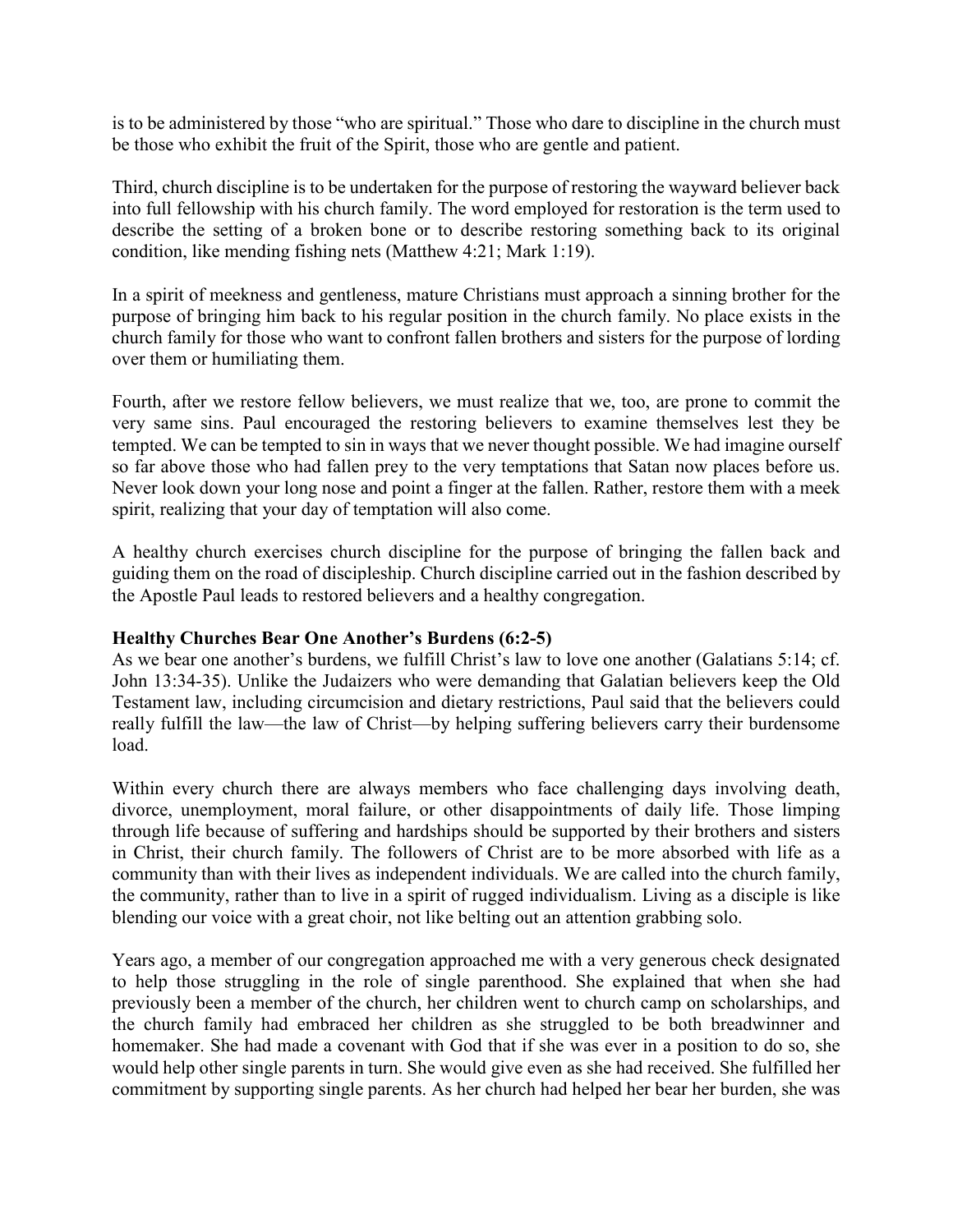is to be administered by those "who are spiritual." Those who dare to discipline in the church must be those who exhibit the fruit of the Spirit, those who are gentle and patient.

Third, church discipline is to be undertaken for the purpose of restoring the wayward believer back into full fellowship with his church family. The word employed for restoration is the term used to describe the setting of a broken bone or to describe restoring something back to its original condition, like mending fishing nets (Matthew 4:21; Mark 1:19).

In a spirit of meekness and gentleness, mature Christians must approach a sinning brother for the purpose of bringing him back to his regular position in the church family. No place exists in the church family for those who want to confront fallen brothers and sisters for the purpose of lording over them or humiliating them.

Fourth, after we restore fellow believers, we must realize that we, too, are prone to commit the very same sins. Paul encouraged the restoring believers to examine themselves lest they be tempted. We can be tempted to sin in ways that we never thought possible. We had imagine ourself so far above those who had fallen prey to the very temptations that Satan now places before us. Never look down your long nose and point a finger at the fallen. Rather, restore them with a meek spirit, realizing that your day of temptation will also come.

A healthy church exercises church discipline for the purpose of bringing the fallen back and guiding them on the road of discipleship. Church discipline carried out in the fashion described by the Apostle Paul leads to restored believers and a healthy congregation.

**Healthy Churches Bear One Another's Burdens (6:2-5)**

As we bear one another's burdens, we fulfill Christ's law to love one another (Galatians 5:14; cf. John 13:34-35). Unlike the Judaizers who were demanding that Galatian believers keep the Old Testament law, including circumcision and dietary restrictions, Paul said that the believers could really fulfill the law—the law of Christ—by helping suffering believers carry their burdensome load.

Within every church there are always members who face challenging days involving death, divorce, unemployment, moral failure, or other disappointments of daily life. Those limping through life because of suffering and hardships should be supported by their brothers and sisters in Christ, their church family. The followers of Christ are to be more absorbed with life as a community than with their lives as independent individuals. We are called into the church family, the community, rather than to live in a spirit of rugged individualism. Living as a disciple is like blending our voice with a great choir, not like belting out an attention grabbing solo.

Years ago, a member of our congregation approached me with a very generous check designated to help those struggling in the role of single parenthood. She explained that when she had previously been a member of the church, her children went to church camp on scholarships, and the church family had embraced her children as she struggled to be both breadwinner and homemaker. She had made a covenant with God that if she was ever in a position to do so, she would help other single parents in turn. She would give even as she had received. She fulfilled her commitment by supporting single parents. As her church had helped her bear her burden, she was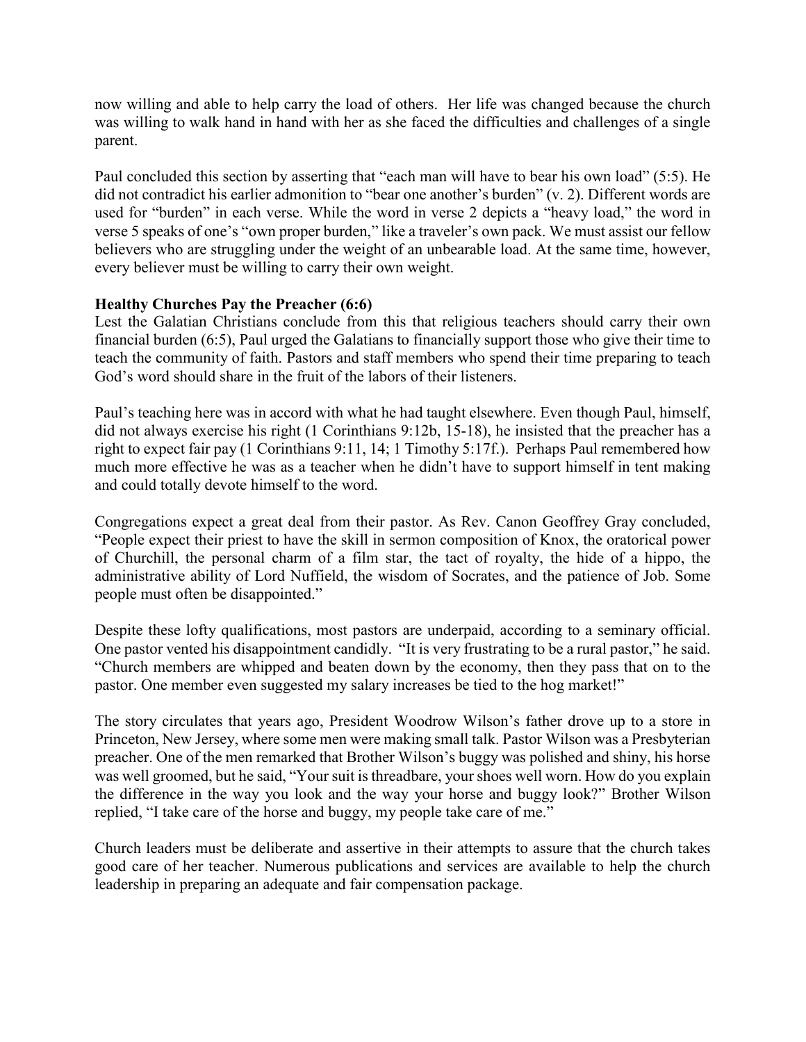now willing and able to help carry the load of others. Her life was changed because the church was willing to walk hand in hand with her as she faced the difficulties and challenges of a single parent.

Paul concluded this section by asserting that "each man will have to bear his own load" (5:5). He did not contradict his earlier admonition to "bear one another's burden" (v. 2). Different words are used for "burden" in each verse. While the word in verse 2 depicts a "heavy load," the word in verse 5 speaks of one's "own proper burden," like a traveler's own pack. We must assist our fellow believers who are struggling under the weight of an unbearable load. At the same time, however, every believer must be willing to carry their own weight.

**Healthy Churches Pay the Preacher (6:6)**

Lest the Galatian Christians conclude from this that religious teachers should carry their own financial burden (6:5), Paul urged the Galatians to financially support those who give their time to teach the community of faith. Pastors and staff members who spend their time preparing to teach God's word should share in the fruit of the labors of their listeners.

Paul's teaching here was in accord with what he had taught elsewhere. Even though Paul, himself, did not always exercise his right (1 Corinthians 9:12b, 15-18), he insisted that the preacher has a right to expect fair pay (1 Corinthians 9:11, 14; 1 Timothy 5:17f.). Perhaps Paul remembered how much more effective he was as a teacher when he didn't have to support himself in tent making and could totally devote himself to the word.

Congregations expect a great deal from their pastor. As Rev. Canon Geoffrey Gray concluded, "People expect their priest to have the skill in sermon composition of Knox, the oratorical power of Churchill, the personal charm of a film star, the tact of royalty, the hide of a hippo, the administrative ability of Lord Nuffield, the wisdom of Socrates, and the patience of Job. Some people must often be disappointed."

Despite these lofty qualifications, most pastors are underpaid, according to a seminary official. One pastor vented his disappointment candidly. "It is very frustrating to be a rural pastor," he said. "Church members are whipped and beaten down by the economy, then they pass that on to the pastor. One member even suggested my salary increases be tied to the hog market!"

The story circulates that years ago, President Woodrow Wilson's father drove up to a store in Princeton, New Jersey, where some men were making small talk. Pastor Wilson was a Presbyterian preacher. One of the men remarked that Brother Wilson's buggy was polished and shiny, his horse was well groomed, but he said, "Your suit is threadbare, your shoes well worn. How do you explain the difference in the way you look and the way your horse and buggy look?" Brother Wilson replied, "I take care of the horse and buggy, my people take care of me."

Church leaders must be deliberate and assertive in their attempts to assure that the church takes good care of her teacher. Numerous publications and services are available to help the church leadership in preparing an adequate and fair compensation package.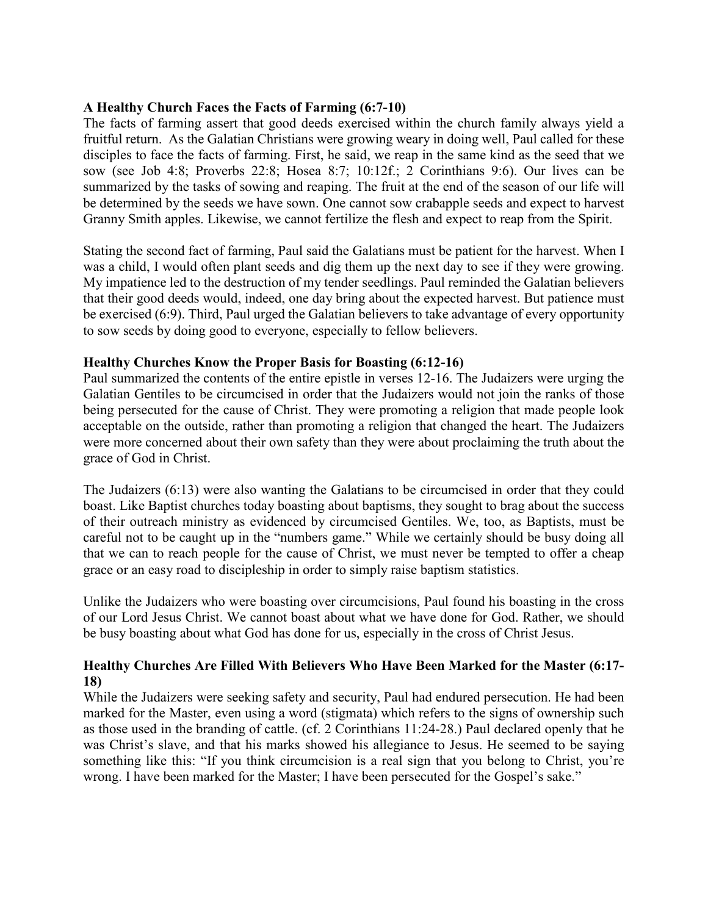**A Healthy Church Faces the Facts of Farming (6:7-10)**

The facts of farming assert that good deeds exercised within the church family always yield a fruitful return. As the Galatian Christians were growing weary in doing well, Paul called for these disciples to face the facts of farming. First, he said, we reap in the same kind as the seed that we sow (see Job 4:8; Proverbs 22:8; Hosea 8:7; 10:12f.; 2 Corinthians 9:6). Our lives can be summarized by the tasks of sowing and reaping. The fruit at the end of the season of our life will be determined by the seeds we have sown. One cannot sow crabapple seeds and expect to harvest Granny Smith apples. Likewise, we cannot fertilize the flesh and expect to reap from the Spirit.

Stating the second fact of farming, Paul said the Galatians must be patient for the harvest. When I was a child, I would often plant seeds and dig them up the next day to see if they were growing. My impatience led to the destruction of my tender seedlings. Paul reminded the Galatian believers that their good deeds would, indeed, one day bring about the expected harvest. But patience must be exercised (6:9). Third, Paul urged the Galatian believers to take advantage of every opportunity to sow seeds by doing good to everyone, especially to fellow believers.

**Healthy Churches Know the Proper Basis for Boasting (6:12-16)**

Paul summarized the contents of the entire epistle in verses 12-16. The Judaizers were urging the Galatian Gentiles to be circumcised in order that the Judaizers would not join the ranks of those being persecuted for the cause of Christ. They were promoting a religion that made people look acceptable on the outside, rather than promoting a religion that changed the heart. The Judaizers were more concerned about their own safety than they were about proclaiming the truth about the grace of God in Christ.

The Judaizers (6:13) were also wanting the Galatians to be circumcised in order that they could boast. Like Baptist churches today boasting about baptisms, they sought to brag about the success of their outreach ministry as evidenced by circumcised Gentiles. We, too, as Baptists, must be careful not to be caught up in the "numbers game." While we certainly should be busy doing all that we can to reach people for the cause of Christ, we must never be tempted to offer a cheap grace or an easy road to discipleship in order to simply raise baptism statistics.

Unlike the Judaizers who were boasting over circumcisions, Paul found his boasting in the cross of our Lord Jesus Christ. We cannot boast about what we have done for God. Rather, we should be busy boasting about what God has done for us, especially in the cross of Christ Jesus.

**Healthy Churches Are Filled With Believers Who Have Been Marked for the Master (6:17-18)**

While the Judaizers were seeking safety and security, Paul had endured persecution. He had been marked for the Master, even using a word (stigmata) which refers to the signs of ownership such as those used in the branding of cattle. (cf. 2 Corinthians 11:24-28.) Paul declared openly that he was Christ's slave, and that his marks showed his allegiance to Jesus. He seemed to be saying something like this: "If you think circumcision is a real sign that you belong to Christ, you're wrong. I have been marked for the Master; I have been persecuted for the Gospel's sake."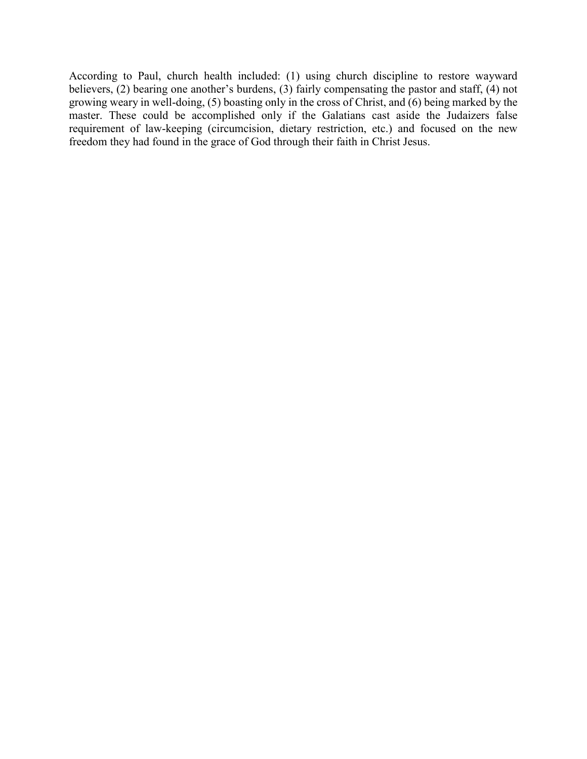According to Paul, church health included: (1) using church discipline to restore wayward believers, (2) bearing one another's burdens, (3) fairly compensating the pastor and staff, (4) not growing weary in well-doing, (5) boasting only in the cross of Christ, and (6) being marked by the master. These could be accomplished only if the Galatians cast aside the Judaizers false requirement of law-keeping (circumcision, dietary restriction, etc.) and focused on the new freedom they had found in the grace of God through their faith in Christ Jesus.